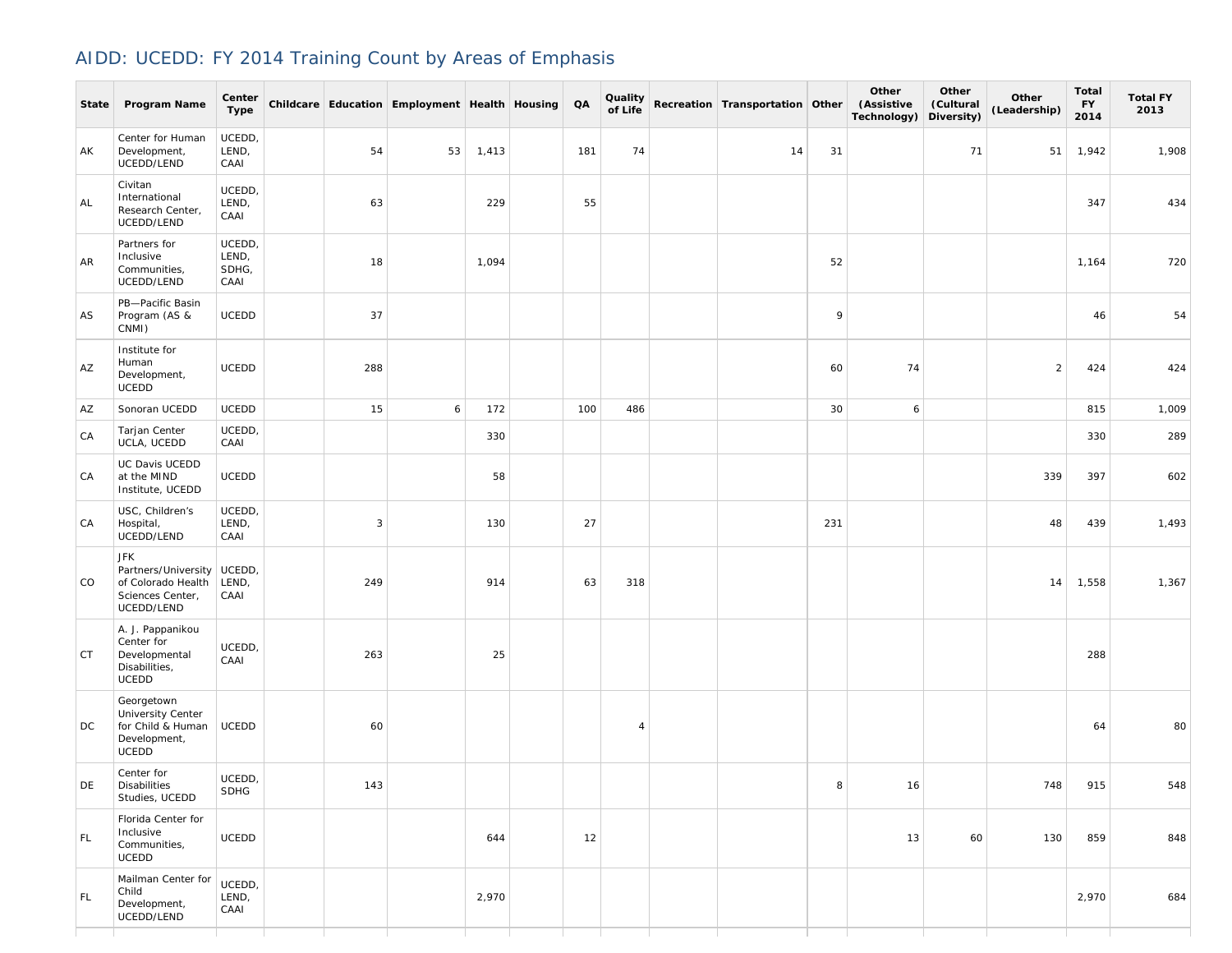# AIDD: UCEDD: FY 2014 Training Count by Areas of Emphasis

| State | Program Name | Center Type | Childcare | Education | Employment | Health | Housing | QA | Quality of Life | Recreation | Transportation | Other | Other (Assistive Technology) | Other (Cultural Diversity) | Other (Leadership) | Total FY 2014 | Total FY 2013 |
|---|---|---|---|---|---|---|---|---|---|---|---|---|---|---|---|---|---|
| AK | Center for Human Development, UCEDD/LEND | UCEDD, LEND, CAAI | | 54 | 53 | 1,413 | | 181 | 74 | | 14 | 31 | | 71 | 51 | 1,942 | 1,908 |
| AL | Civitan International Research Center, UCEDD/LEND | UCEDD, LEND, CAAI | | 63 | | 229 | | 55 | | | | | | | | 347 | 434 |
| AR | Partners for Inclusive Communities, UCEDD/LEND | UCEDD, LEND, SDHG, CAAI | | 18 | | 1,094 | | | | | | 52 | | | | 1,164 | 720 |
| AS | PB—Pacific Basin Program (AS & CNMI) | UCEDD | | 37 | | | | | | | | 9 | | | | 46 | 54 |
| AZ | Institute for Human Development, UCEDD | UCEDD | | 288 | | | | | | | | 60 | 74 | | 2 | 424 | 424 |
| AZ | Sonoran UCEDD | UCEDD | | 15 | 6 | 172 | | 100 | 486 | | | 30 | 6 | | | 815 | 1,009 |
| CA | Tarjan Center UCLA, UCEDD | UCEDD, CAAI | | | | 330 | | | | | | | | | | 330 | 289 |
| CA | UC Davis UCEDD at the MIND Institute, UCEDD | UCEDD | | | | 58 | | | | | | | | | 339 | 397 | 602 |
| CA | USC, Children's Hospital, UCEDD/LEND | UCEDD, LEND, CAAI | | 3 | | 130 | | 27 | | | | 231 | | | 48 | 439 | 1,493 |
| CO | JFK Partners/University of Colorado Health Sciences Center, UCEDD/LEND | UCEDD, LEND, CAAI | | 249 | | 914 | | 63 | 318 | | | | | | 14 | 1,558 | 1,367 |
| CT | A. J. Pappanikou Center for Developmental Disabilities, UCEDD | UCEDD, CAAI | | 263 | | 25 | | | | | | | | | | 288 | |
| DC | Georgetown University Center for Child & Human Development, UCEDD | UCEDD | | 60 | | | | | 4 | | | | | | | 64 | 80 |
| DE | Center for Disabilities Studies, UCEDD | UCEDD, SDHG | | 143 | | | | | | | | 8 | 16 | | 748 | 915 | 548 |
| FL | Florida Center for Inclusive Communities, UCEDD | UCEDD | | | | 644 | | 12 | | | | | 13 | 60 | 130 | 859 | 848 |
| FL | Mailman Center for Child Development, UCEDD/LEND | UCEDD, LEND, CAAI | | | | 2,970 | | | | | | | | | | 2,970 | 684 |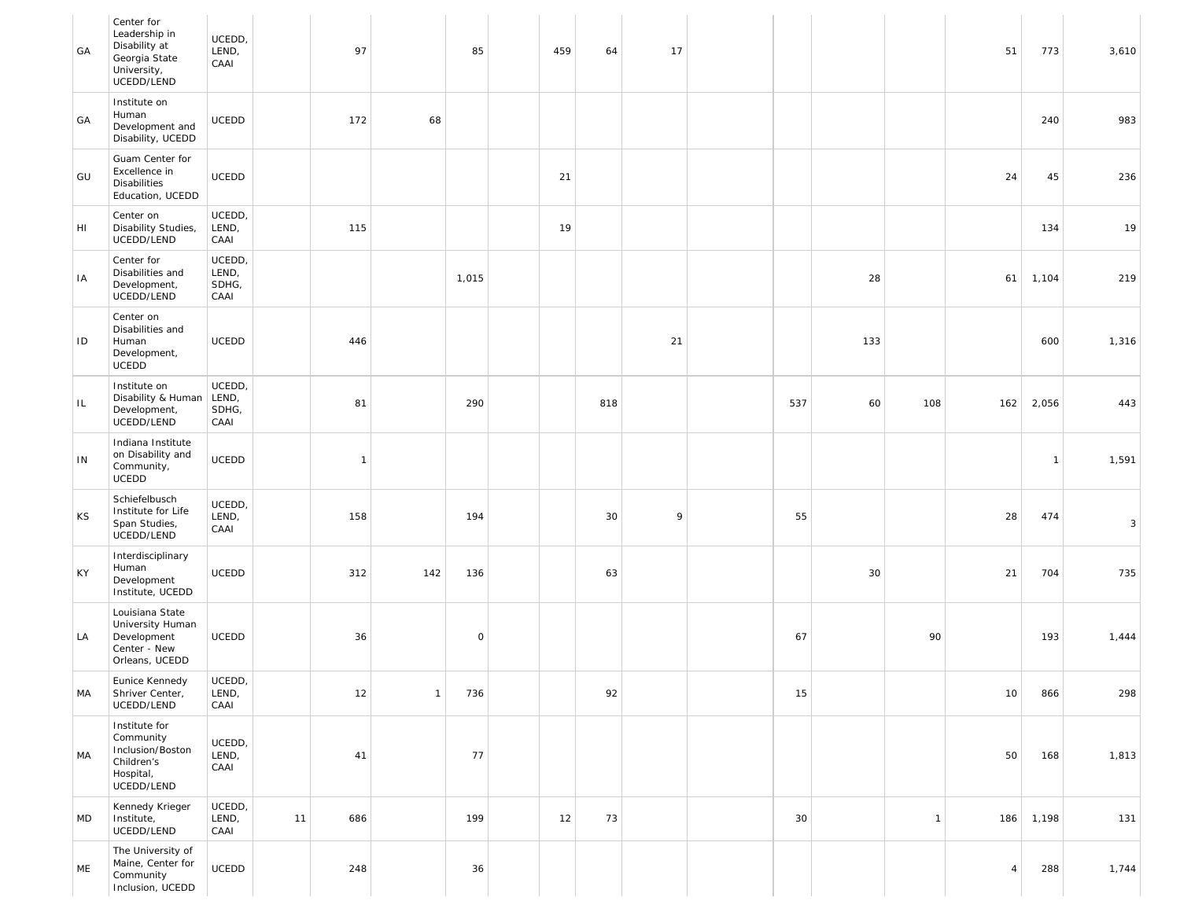| | | | | | | | | | | | | | | | | | |
|---|---|---|---|---|---|---|---|---|---|---|---|---|---|---|---|---|---|
| GA | Center for Leadership in Disability at Georgia State University, UCEDD/LEND | UCEDD, LEND, CAAI | | 97 | | 85 | | 459 | 64 | 17 | | | | | 51 | 773 | 3,610 |
| GA | Institute on Human Development and Disability, UCEDD | UCEDD | | 172 | 68 | | | | | | | | | | | 240 | 983 |
| GU | Guam Center for Excellence in Disabilities Education, UCEDD | UCEDD | | | | | | 21 | | | | | | | 24 | 45 | 236 |
| HI | Center on Disability Studies, UCEDD/LEND | UCEDD, LEND, CAAI | | 115 | | | | 19 | | | | | | | | 134 | 19 |
| IA | Center for Disabilities and Development, UCEDD/LEND | UCEDD, LEND, SDHG, CAAI | | | | 1,015 | | | | | | | 28 | | 61 | 1,104 | 219 |
| ID | Center on Disabilities and Human Development, UCEDD | UCEDD | | 446 | | | | | | 21 | | | 133 | | | 600 | 1,316 |
| IL | Institute on Disability & Human Development, UCEDD/LEND | UCEDD, LEND, SDHG, CAAI | | 81 | | 290 | | | 818 | | | 537 | 60 | 108 | 162 | 2,056 | 443 |
| IN | Indiana Institute on Disability and Community, UCEDD | UCEDD | | 1 | | | | | | | | | | | | 1 | 1,591 |
| KS | Schiefelbusch Institute for Life Span Studies, UCEDD/LEND | UCEDD, LEND, CAAI | | 158 | | 194 | | | 30 | 9 | | 55 | | | 28 | 474 | 3 |
| KY | Interdisciplinary Human Development Institute, UCEDD | UCEDD | | 312 | 142 | 136 | | | 63 | | | | 30 | | 21 | 704 | 735 |
| LA | Louisiana State University Human Development Center - New Orleans, UCEDD | UCEDD | | 36 | | 0 | | | | | | 67 | | 90 | | 193 | 1,444 |
| MA | Eunice Kennedy Shriver Center, UCEDD/LEND | UCEDD, LEND, CAAI | | 12 | 1 | 736 | | | 92 | | | 15 | | | 10 | 866 | 298 |
| MA | Institute for Community Inclusion/Boston Children's Hospital, UCEDD/LEND | UCEDD, LEND, CAAI | | 41 | | 77 | | | | | | | | | 50 | 168 | 1,813 |
| MD | Kennedy Krieger Institute, UCEDD/LEND | UCEDD, LEND, CAAI | 11 | 686 | | 199 | | 12 | 73 | | | 30 | | 1 | 186 | 1,198 | 131 |
| ME | The University of Maine, Center for Community Inclusion, UCEDD | UCEDD | | 248 | | 36 | | | | | | | | | 4 | 288 | 1,744 |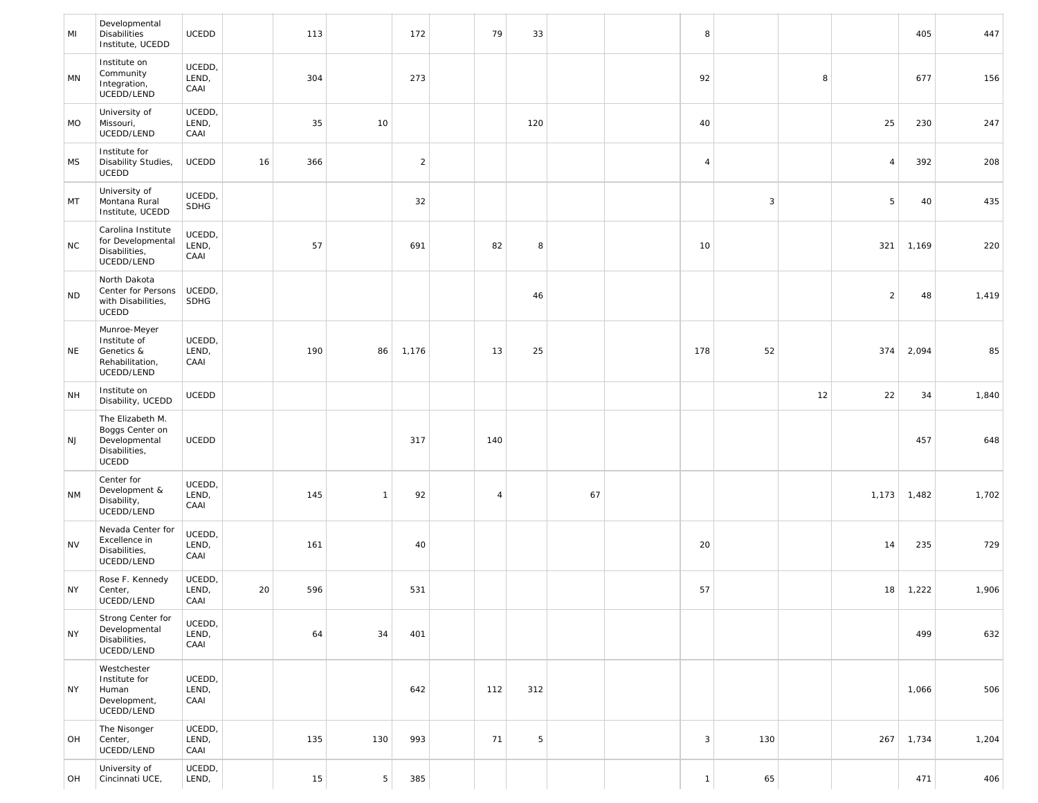| | | | | | | | | | | | | | | | | | |
|---|---|---|---|---|---|---|---|---|---|---|---|---|---|---|---|---|---|
| MI | Developmental Disabilities Institute, UCEDD | UCEDD | | 113 | | 172 | | 79 | 33 | | | 8 | | | | 405 | 447 |
| MN | Institute on Community Integration, UCEDD/LEND | UCEDD, LEND, CAAI | | 304 | | 273 | | | | | | 92 | | 8 | | 677 | 156 |
| MO | University of Missouri, UCEDD/LEND | UCEDD, LEND, CAAI | | 35 | 10 | | | | 120 | | | 40 | | | 25 | 230 | 247 |
| MS | Institute for Disability Studies, UCEDD | UCEDD | 16 | 366 | | 2 | | | | | | 4 | | | 4 | 392 | 208 |
| MT | University of Montana Rural Institute, UCEDD | UCEDD, SDHG | | | | 32 | | | | | | | 3 | | 5 | 40 | 435 |
| NC | Carolina Institute for Developmental Disabilities, UCEDD/LEND | UCEDD, LEND, CAAI | | 57 | | 691 | | 82 | 8 | | | 10 | | | 321 | 1,169 | 220 |
| ND | North Dakota Center for Persons with Disabilities, UCEDD | UCEDD, SDHG | | | | | | | 46 | | | | | | 2 | 48 | 1,419 |
| NE | Munroe-Meyer Institute of Genetics & Rehabilitation, UCEDD/LEND | UCEDD, LEND, CAAI | | 190 | 86 | 1,176 | | 13 | 25 | | | 178 | 52 | | 374 | 2,094 | 85 |
| NH | Institute on Disability, UCEDD | UCEDD | | | | | | | | | | | | 12 | 22 | 34 | 1,840 |
| NJ | The Elizabeth M. Boggs Center on Developmental Disabilities, UCEDD | UCEDD | | | | 317 | | 140 | | | | | | | | 457 | 648 |
| NM | Center for Development & Disability, UCEDD/LEND | UCEDD, LEND, CAAI | | 145 | 1 | 92 | | 4 | | 67 | | | | | 1,173 | 1,482 | 1,702 |
| NV | Nevada Center for Excellence in Disabilities, UCEDD/LEND | UCEDD, LEND, CAAI | | 161 | | 40 | | | | | | 20 | | | 14 | 235 | 729 |
| NY | Rose F. Kennedy Center, UCEDD/LEND | UCEDD, LEND, CAAI | 20 | 596 | | 531 | | | | | | 57 | | | 18 | 1,222 | 1,906 |
| NY | Strong Center for Developmental Disabilities, UCEDD/LEND | UCEDD, LEND, CAAI | | 64 | 34 | 401 | | | | | | | | | | 499 | 632 |
| NY | Westchester Institute for Human Development, UCEDD/LEND | UCEDD, LEND, CAAI | | | | 642 | | 112 | 312 | | | | | | | 1,066 | 506 |
| OH | The Nisonger Center, UCEDD/LEND | UCEDD, LEND, CAAI | | 135 | 130 | 993 | | 71 | 5 | | | 3 | 130 | | 267 | 1,734 | 1,204 |
| OH | University of Cincinnati UCE, | UCEDD, LEND, | | 15 | 5 | 385 | | | | | | 1 | 65 | | | 471 | 406 |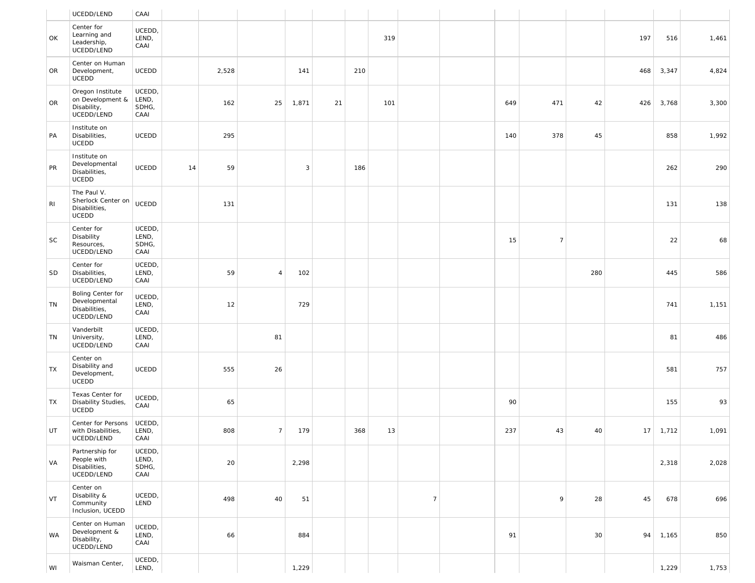| | | | | | | | | | | | | | | | | | |
|---|---|---|---|---|---|---|---|---|---|---|---|---|---|---|---|---|---|
| | UCEDD/LEND | CAAI | | | | | | | | | | | | | | | |
| OK | Center for Learning and Leadership, UCEDD/LEND | UCEDD, LEND, CAAI | | | | | | | 319 | | | | | | 197 | 516 | 1,461 |
| OR | Center on Human Development, UCEDD | UCEDD | | 2,528 | | 141 | | 210 | | | | | | | 468 | 3,347 | 4,824 |
| OR | Oregon Institute on Development & Disability, UCEDD/LEND | UCEDD, LEND, SDHG, CAAI | | 162 | 25 | 1,871 | 21 | | 101 | | | 649 | 471 | 42 | 426 | 3,768 | 3,300 |
| PA | Institute on Disabilities, UCEDD | UCEDD | | 295 | | | | | | | | 140 | 378 | 45 | | 858 | 1,992 |
| PR | Institute on Developmental Disabilities, UCEDD | UCEDD | 14 | 59 | | 3 | | 186 | | | | | | | | 262 | 290 |
| RI | The Paul V. Sherlock Center on Disabilities, UCEDD | UCEDD | | 131 | | | | | | | | | | | | 131 | 138 |
| SC | Center for Disability Resources, UCEDD/LEND | UCEDD, LEND, SDHG, CAAI | | | | | | | | | | 15 | 7 | | | 22 | 68 |
| SD | Center for Disabilities, UCEDD/LEND | UCEDD, LEND, CAAI | | 59 | 4 | 102 | | | | | | | | 280 | | 445 | 586 |
| TN | Boling Center for Developmental Disabilities, UCEDD/LEND | UCEDD, LEND, CAAI | | 12 | | 729 | | | | | | | | | | 741 | 1,151 |
| TN | Vanderbilt University, UCEDD/LEND | UCEDD, LEND, CAAI | | | 81 | | | | | | | | | | | 81 | 486 |
| TX | Center on Disability and Development, UCEDD | UCEDD | | 555 | 26 | | | | | | | | | | | 581 | 757 |
| TX | Texas Center for Disability Studies, UCEDD | UCEDD, CAAI | | 65 | | | | | | | | 90 | | | | 155 | 93 |
| UT | Center for Persons with Disabilities, UCEDD/LEND | UCEDD, LEND, CAAI | | 808 | 7 | 179 | | 368 | 13 | | | 237 | 43 | 40 | 17 | 1,712 | 1,091 |
| VA | Partnership for People with Disabilities, UCEDD/LEND | UCEDD, LEND, SDHG, CAAI | | 20 | | 2,298 | | | | | | | | | | 2,318 | 2,028 |
| VT | Center on Disability & Community Inclusion, UCEDD | UCEDD, LEND | | 498 | 40 | 51 | | | | 7 | | | 9 | 28 | 45 | 678 | 696 |
| WA | Center on Human Development & Disability, UCEDD/LEND | UCEDD, LEND, CAAI | | 66 | | 884 | | | | | | 91 | | 30 | 94 | 1,165 | 850 |
| WI | Waisman Center, | UCEDD, LEND, | | | | 1,229 | | | | | | | | | | 1,229 | 1,753 |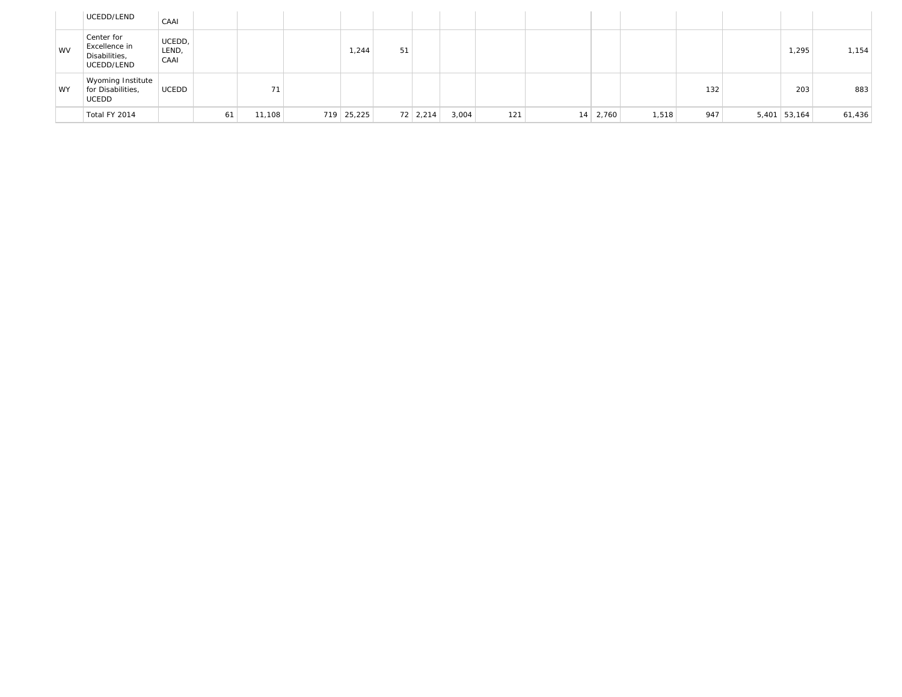| | | | | | | | | | | | | | | | | | |
|---|---|---|---|---|---|---|---|---|---|---|---|---|---|---|---|---|---|
| | UCEDD/LEND | CAAI | | | | | | | | | | | | | | | |
| WV | Center for Excellence in Disabilities, UCEDD/LEND | UCEDD, LEND, CAAI | | | | 1,244 | 51 | | | | | | | | | 1,295 | 1,154 |
| WY | Wyoming Institute for Disabilities, UCEDD | UCEDD | | 71 | | | | | | | | | | 132 | | 203 | 883 |
| | Total FY 2014 | | 61 | 11,108 | 719 | 25,225 | 72 | 2,214 | 3,004 | 121 | 14 | 2,760 | 1,518 | 947 | 5,401 | 53,164 | 61,436 |